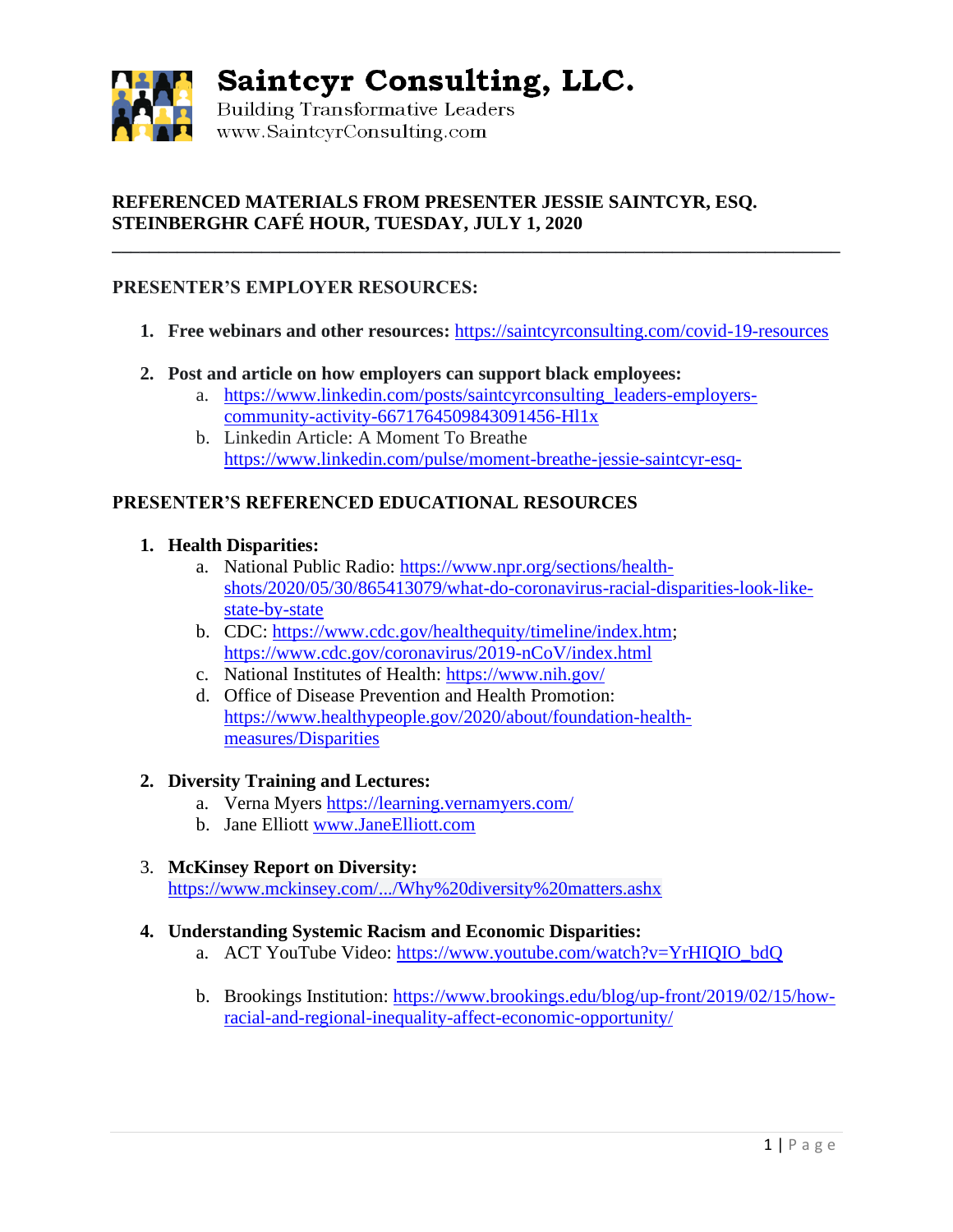# Saintcyr Consulting, LLC.

Building Transformative Leaders
www.SaintcyrConsulting.com

**REFERENCED MATERIALS FROM PRESENTER JESSIE SAINTCYR, ESQ.**
**STEINBERGHR CAFÉ HOUR, TUESDAY, JULY 1, 2020**

---

## PRESENTER'S EMPLOYER RESOURCES:

1. **Free webinars and other resources:** https://saintcyrconsulting.com/covid-19-resources

2. **Post and article on how employers can support black employees:**
   a. https://www.linkedin.com/posts/saintcyrconsulting_leaders-employers-community-activity-6671764509843091456-Hl1x
   b. Linkedin Article: A Moment To Breathe https://www.linkedin.com/pulse/moment-breathe-jessie-saintcyr-esq-

## PRESENTER'S REFERENCED EDUCATIONAL RESOURCES

1. **Health Disparities:**
   a. National Public Radio: https://www.npr.org/sections/health-shots/2020/05/30/865413079/what-do-coronavirus-racial-disparities-look-like-state-by-state
   b. CDC: https://www.cdc.gov/healthequity/timeline/index.htm; https://www.cdc.gov/coronavirus/2019-nCoV/index.html
   c. National Institutes of Health: https://www.nih.gov/
   d. Office of Disease Prevention and Health Promotion: https://www.healthypeople.gov/2020/about/foundation-health-measures/Disparities

2. **Diversity Training and Lectures:**
   a. Verna Myers https://learning.vernamyers.com/
   b. Jane Elliott www.JaneElliott.com

3. **McKinsey Report on Diversity:** https://www.mckinsey.com/.../Why%20diversity%20matters.ashx

4. **Understanding Systemic Racism and Economic Disparities:**
   a. ACT YouTube Video: https://www.youtube.com/watch?v=YrHIQIO_bdQ

   b. Brookings Institution: https://www.brookings.edu/blog/up-front/2019/02/15/how-racial-and-regional-inequality-affect-economic-opportunity/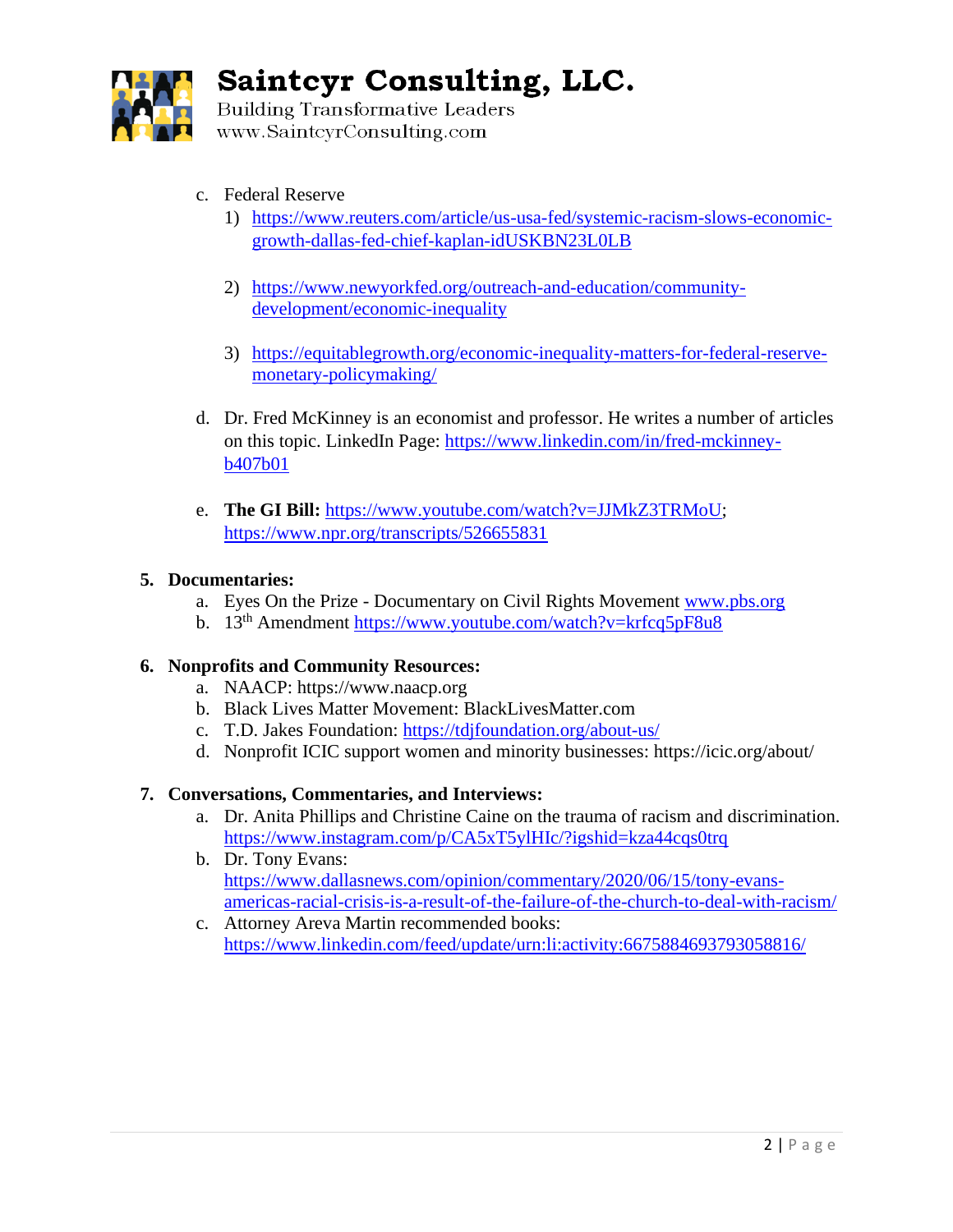c. Federal Reserve
   1) https://www.reuters.com/article/us-usa-fed/systemic-racism-slows-economic-growth-dallas-fed-chief-kaplan-idUSKBN23L0LB

   2) https://www.newyorkfed.org/outreach-and-education/community-development/economic-inequality

   3) https://equitablegrowth.org/economic-inequality-matters-for-federal-reserve-monetary-policymaking/

d. Dr. Fred McKinney is an economist and professor. He writes a number of articles on this topic. LinkedIn Page: https://www.linkedin.com/in/fred-mckinney-b407b01

e. **The GI Bill:** https://www.youtube.com/watch?v=JJMkZ3TRMoU; https://www.npr.org/transcripts/526655831

**5. Documentaries:**

a. Eyes On the Prize - Documentary on Civil Rights Movement www.pbs.org
b. 13th Amendment https://www.youtube.com/watch?v=krfcq5pF8u8

**6. Nonprofits and Community Resources:**

a. NAACP: https://www.naacp.org
b. Black Lives Matter Movement: BlackLivesMatter.com
c. T.D. Jakes Foundation: https://tdjfoundation.org/about-us/
d. Nonprofit ICIC support women and minority businesses: https://icic.org/about/

**7. Conversations, Commentaries, and Interviews:**

a. Dr. Anita Phillips and Christine Caine on the trauma of racism and discrimination. https://www.instagram.com/p/CA5xT5ylHIc/?igshid=kza44cqs0trq
b. Dr. Tony Evans: https://www.dallasnews.com/opinion/commentary/2020/06/15/tony-evans-americas-racial-crisis-is-a-result-of-the-failure-of-the-church-to-deal-with-racism/
c. Attorney Areva Martin recommended books: https://www.linkedin.com/feed/update/urn:li:activity:6675884693793058816/